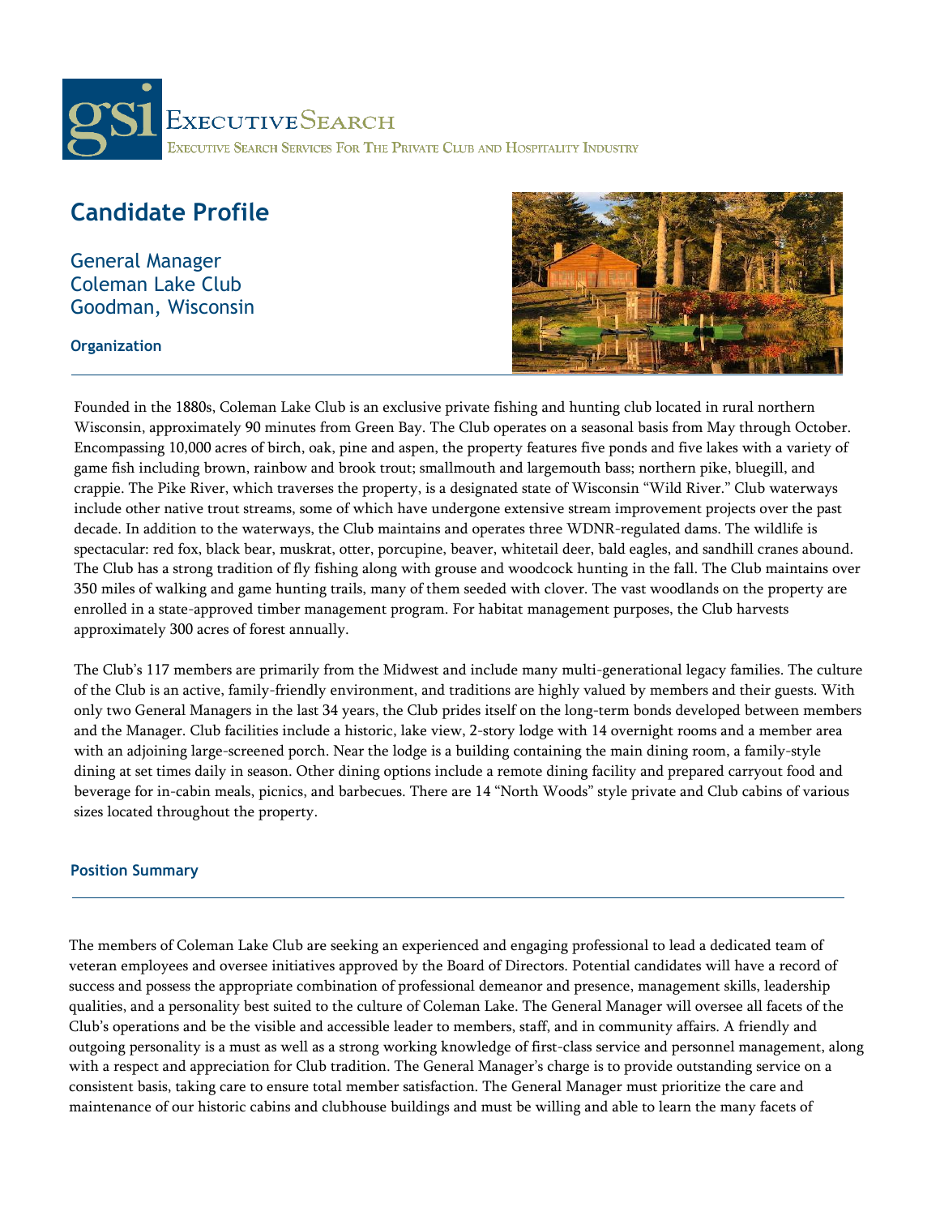# Candidate Profile

General Manager
Coleman Lake Club
Goodman, Wisconsin

## Organization

Founded in the 1880s, Coleman Lake Club is an exclusive private fishing and hunting club located in rural northern Wisconsin, approximately 90 minutes from Green Bay. The Club operates on a seasonal basis from May through October. Encompassing 10,000 acres of birch, oak, pine and aspen, the property features five ponds and five lakes with a variety of game fish including brown, rainbow and brook trout; smallmouth and largemouth bass; northern pike, bluegill, and crappie. The Pike River, which traverses the property, is a designated state of Wisconsin "Wild River." Club waterways include other native trout streams, some of which have undergone extensive stream improvement projects over the past decade. In addition to the waterways, the Club maintains and operates three WDNR-regulated dams. The wildlife is spectacular: red fox, black bear, muskrat, otter, porcupine, beaver, whitetail deer, bald eagles, and sandhill cranes abound. The Club has a strong tradition of fly fishing along with grouse and woodcock hunting in the fall. The Club maintains over 350 miles of walking and game hunting trails, many of them seeded with clover. The vast woodlands on the property are enrolled in a state-approved timber management program. For habitat management purposes, the Club harvests approximately 300 acres of forest annually.

The Club's 117 members are primarily from the Midwest and include many multi-generational legacy families. The culture of the Club is an active, family-friendly environment, and traditions are highly valued by members and their guests. With only two General Managers in the last 34 years, the Club prides itself on the long-term bonds developed between members and the Manager. Club facilities include a historic, lake view, 2-story lodge with 14 overnight rooms and a member area with an adjoining large-screened porch. Near the lodge is a building containing the main dining room, a family-style dining at set times daily in season. Other dining options include a remote dining facility and prepared carryout food and beverage for in-cabin meals, picnics, and barbecues. There are 14 "North Woods" style private and Club cabins of various sizes located throughout the property.

## Position Summary

The members of Coleman Lake Club are seeking an experienced and engaging professional to lead a dedicated team of veteran employees and oversee initiatives approved by the Board of Directors. Potential candidates will have a record of success and possess the appropriate combination of professional demeanor and presence, management skills, leadership qualities, and a personality best suited to the culture of Coleman Lake. The General Manager will oversee all facets of the Club's operations and be the visible and accessible leader to members, staff, and in community affairs. A friendly and outgoing personality is a must as well as a strong working knowledge of first-class service and personnel management, along with a respect and appreciation for Club tradition. The General Manager's charge is to provide outstanding service on a consistent basis, taking care to ensure total member satisfaction. The General Manager must prioritize the care and maintenance of our historic cabins and clubhouse buildings and must be willing and able to learn the many facets of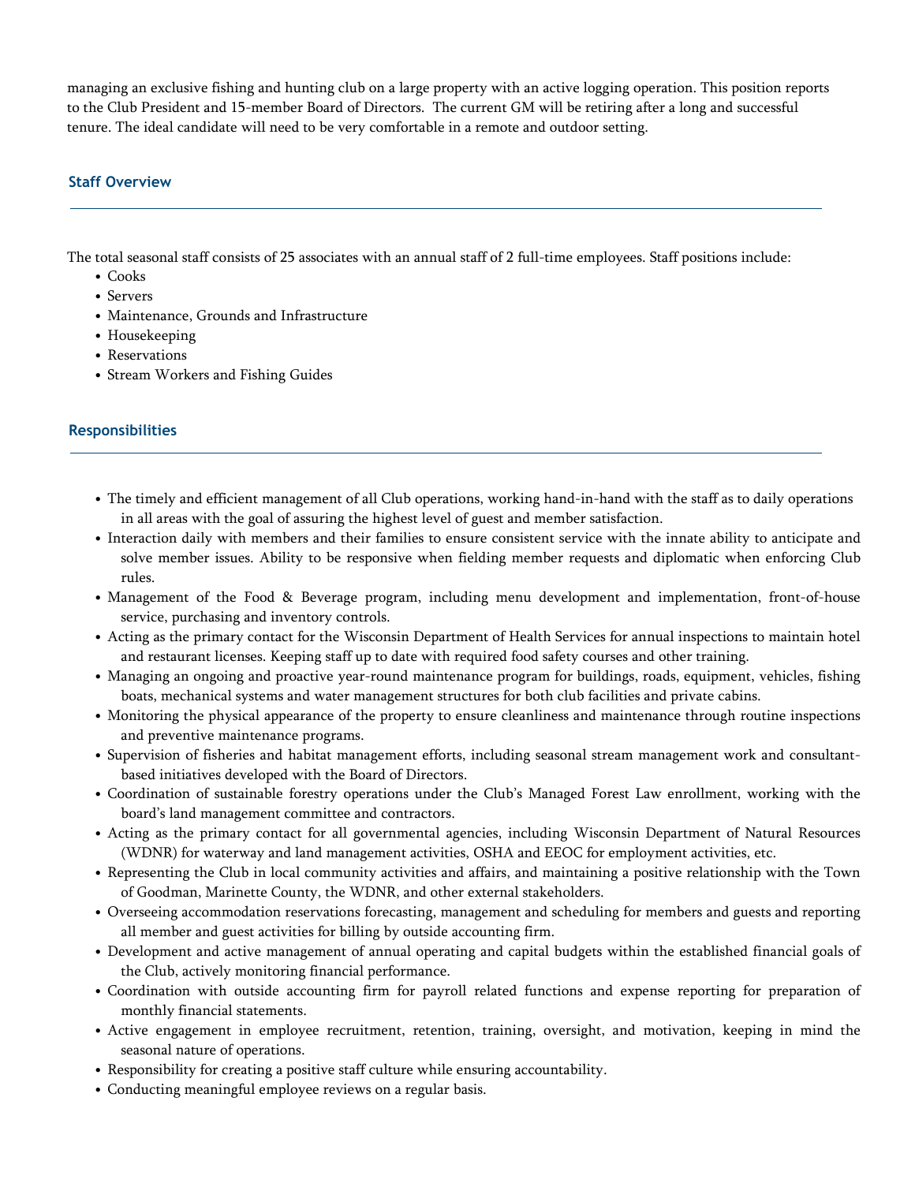managing an exclusive fishing and hunting club on a large property with an active logging operation. This position reports to the Club President and 15-member Board of Directors. The current GM will be retiring after a long and successful tenure. The ideal candidate will need to be very comfortable in a remote and outdoor setting.

## Staff Overview

The total seasonal staff consists of 25 associates with an annual staff of 2 full-time employees. Staff positions include:

- Cooks
- Servers
- Maintenance, Grounds and Infrastructure
- Housekeeping
- Reservations
- Stream Workers and Fishing Guides

## Responsibilities

- The timely and efficient management of all Club operations, working hand-in-hand with the staff as to daily operations in all areas with the goal of assuring the highest level of guest and member satisfaction.
- Interaction daily with members and their families to ensure consistent service with the innate ability to anticipate and solve member issues. Ability to be responsive when fielding member requests and diplomatic when enforcing Club rules.
- Management of the Food & Beverage program, including menu development and implementation, front-of-house service, purchasing and inventory controls.
- Acting as the primary contact for the Wisconsin Department of Health Services for annual inspections to maintain hotel and restaurant licenses. Keeping staff up to date with required food safety courses and other training.
- Managing an ongoing and proactive year-round maintenance program for buildings, roads, equipment, vehicles, fishing boats, mechanical systems and water management structures for both club facilities and private cabins.
- Monitoring the physical appearance of the property to ensure cleanliness and maintenance through routine inspections and preventive maintenance programs.
- Supervision of fisheries and habitat management efforts, including seasonal stream management work and consultant-based initiatives developed with the Board of Directors.
- Coordination of sustainable forestry operations under the Club's Managed Forest Law enrollment, working with the board's land management committee and contractors.
- Acting as the primary contact for all governmental agencies, including Wisconsin Department of Natural Resources (WDNR) for waterway and land management activities, OSHA and EEOC for employment activities, etc.
- Representing the Club in local community activities and affairs, and maintaining a positive relationship with the Town of Goodman, Marinette County, the WDNR, and other external stakeholders.
- Overseeing accommodation reservations forecasting, management and scheduling for members and guests and reporting all member and guest activities for billing by outside accounting firm.
- Development and active management of annual operating and capital budgets within the established financial goals of the Club, actively monitoring financial performance.
- Coordination with outside accounting firm for payroll related functions and expense reporting for preparation of monthly financial statements.
- Active engagement in employee recruitment, retention, training, oversight, and motivation, keeping in mind the seasonal nature of operations.
- Responsibility for creating a positive staff culture while ensuring accountability.
- Conducting meaningful employee reviews on a regular basis.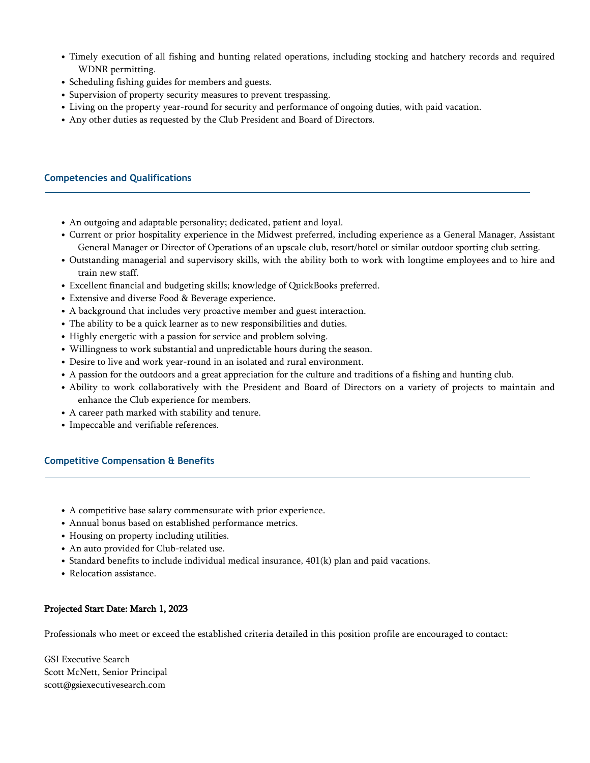- Timely execution of all fishing and hunting related operations, including stocking and hatchery records and required WDNR permitting.
- Scheduling fishing guides for members and guests.
- Supervision of property security measures to prevent trespassing.
- Living on the property year-round for security and performance of ongoing duties, with paid vacation.
- Any other duties as requested by the Club President and Board of Directors.

## Competencies and Qualifications

- An outgoing and adaptable personality; dedicated, patient and loyal.
- Current or prior hospitality experience in the Midwest preferred, including experience as a General Manager, Assistant General Manager or Director of Operations of an upscale club, resort/hotel or similar outdoor sporting club setting.
- Outstanding managerial and supervisory skills, with the ability both to work with longtime employees and to hire and train new staff.
- Excellent financial and budgeting skills; knowledge of QuickBooks preferred.
- Extensive and diverse Food & Beverage experience.
- A background that includes very proactive member and guest interaction.
- The ability to be a quick learner as to new responsibilities and duties.
- Highly energetic with a passion for service and problem solving.
- Willingness to work substantial and unpredictable hours during the season.
- Desire to live and work year-round in an isolated and rural environment.
- A passion for the outdoors and a great appreciation for the culture and traditions of a fishing and hunting club.
- Ability to work collaboratively with the President and Board of Directors on a variety of projects to maintain and enhance the Club experience for members.
- A career path marked with stability and tenure.
- Impeccable and verifiable references.

## Competitive Compensation & Benefits

- A competitive base salary commensurate with prior experience.
- Annual bonus based on established performance metrics.
- Housing on property including utilities.
- An auto provided for Club-related use.
- Standard benefits to include individual medical insurance, 401(k) plan and paid vacations.
- Relocation assistance.

**Projected Start Date: March 1, 2023**

Professionals who meet or exceed the established criteria detailed in this position profile are encouraged to contact:

GSI Executive Search
Scott McNett, Senior Principal
scott@gsiexecutivesearch.com